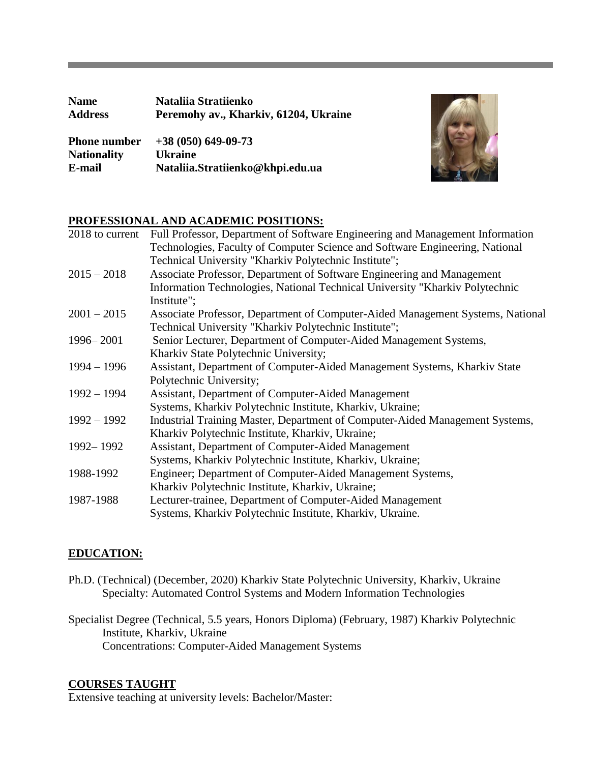| **Name** | **Nataliia Stratiienko** |
|---|---|
| **Address** | **Peremohy av., Kharkiv, 61204, Ukraine** |
| **Phone number** | **+38 (050) 649-09-73** |
| **Nationality** | **Ukraine** |
| **E-mail** | **Nataliia.Stratiienko@khpi.edu.ua** |

## PROFESSIONAL AND ACADEMIC POSITIONS:

| | |
|---|---|
| 2018 to current | Full Professor, Department of Software Engineering and Management Information Technologies, Faculty of Computer Science and Software Engineering, National Technical University "Kharkiv Polytechnic Institute"; |
| 2015 – 2018 | Associate Professor, Department of Software Engineering and Management Information Technologies, National Technical University "Kharkiv Polytechnic Institute"; |
| 2001 – 2015 | Associate Professor, Department of Computer-Aided Management Systems, National Technical University "Kharkiv Polytechnic Institute"; |
| 1996– 2001 | Senior Lecturer, Department of Computer-Aided Management Systems, Kharkiv State Polytechnic University; |
| 1994 – 1996 | Assistant, Department of Computer-Aided Management Systems, Kharkiv State Polytechnic University; |
| 1992 – 1994 | Assistant, Department of Computer-Aided Management Systems, Kharkiv Polytechnic Institute, Kharkiv, Ukraine; |
| 1992 – 1992 | Industrial Training Master, Department of Computer-Aided Management Systems, Kharkiv Polytechnic Institute, Kharkiv, Ukraine; |
| 1992– 1992 | Assistant, Department of Computer-Aided Management Systems, Kharkiv Polytechnic Institute, Kharkiv, Ukraine; |
| 1988-1992 | Engineer; Department of Computer-Aided Management Systems, Kharkiv Polytechnic Institute, Kharkiv, Ukraine; |
| 1987-1988 | Lecturer-trainee, Department of Computer-Aided Management Systems, Kharkiv Polytechnic Institute, Kharkiv, Ukraine. |

## EDUCATION:

Ph.D. (Technical) (December, 2020) Kharkiv State Polytechnic University, Kharkiv, Ukraine
Specialty: Automated Control Systems and Modern Information Technologies

Specialist Degree (Technical, 5.5 years, Honors Diploma) (February, 1987) Kharkiv Polytechnic Institute, Kharkiv, Ukraine
Concentrations: Computer-Aided Management Systems

## COURSES TAUGHT

Extensive teaching at university levels: Bachelor/Master: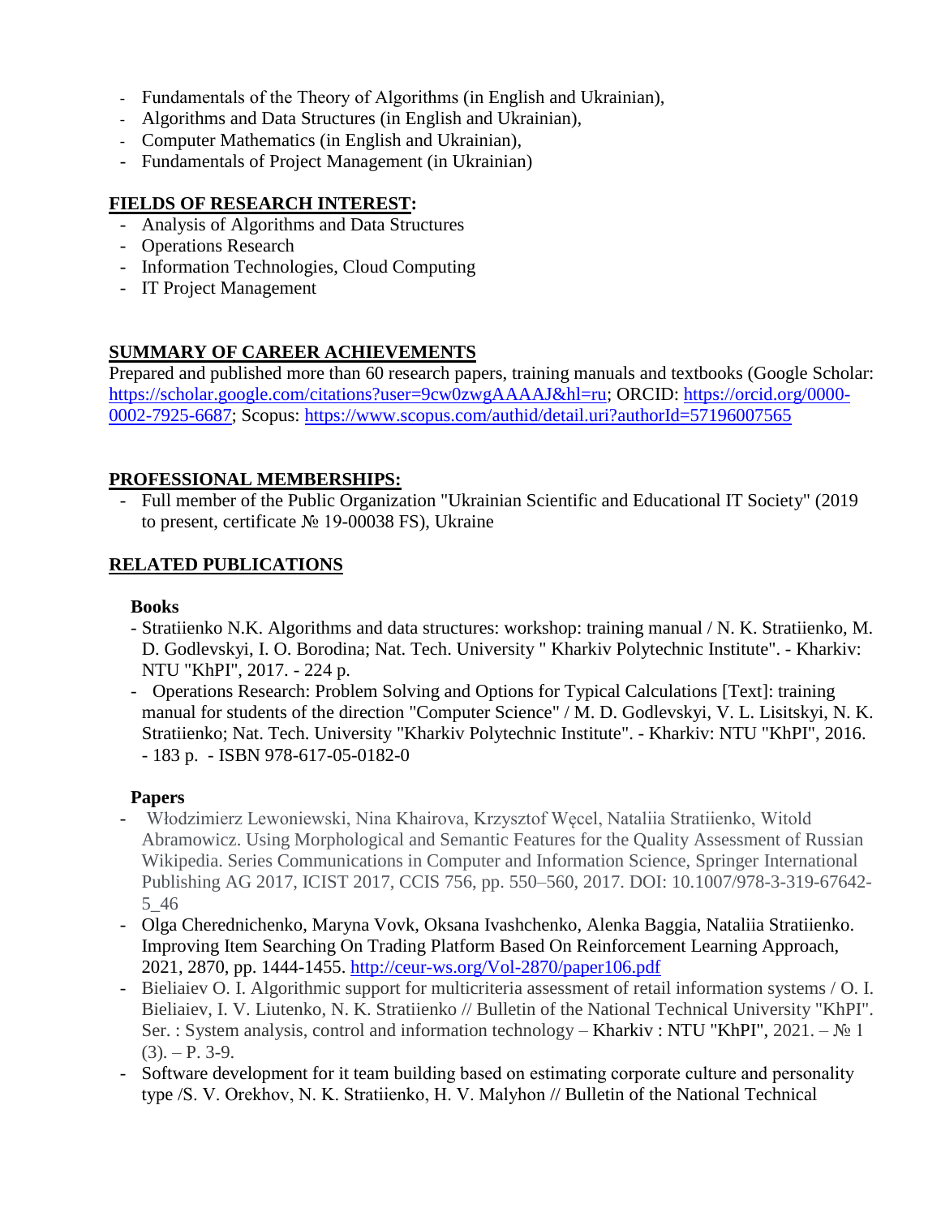- Fundamentals of the Theory of Algorithms (in English and Ukrainian),
- Algorithms and Data Structures (in English and Ukrainian),
- Computer Mathematics (in English and Ukrainian),
- Fundamentals of Project Management (in Ukrainian)

## FIELDS OF RESEARCH INTEREST:

- Analysis of Algorithms and Data Structures
- Operations Research
- Information Technologies, Cloud Computing
- IT Project Management

## SUMMARY OF CAREER ACHIEVEMENTS

Prepared and published more than 60 research papers, training manuals and textbooks (Google Scholar: https://scholar.google.com/citations?user=9cw0zwgAAAAJ&hl=ru; ORCID: https://orcid.org/0000-0002-7925-6687; Scopus: https://www.scopus.com/authid/detail.uri?authorId=57196007565

## PROFESSIONAL MEMBERSHIPS:

- Full member of the Public Organization "Ukrainian Scientific and Educational IT Society" (2019 to present, certificate № 19-00038 FS), Ukraine

## RELATED PUBLICATIONS

### Books

- Stratiienko N.K. Algorithms and data structures: workshop: training manual / N. K. Stratiienko, M. D. Godlevskyi, I. O. Borodina; Nat. Tech. University " Kharkiv Polytechnic Institute". - Kharkiv: NTU "KhPI", 2017. - 224 p.
- Operations Research: Problem Solving and Options for Typical Calculations [Text]: training manual for students of the direction "Computer Science" / M. D. Godlevskyi, V. L. Lisitskyi, N. K. Stratiienko; Nat. Tech. University "Kharkiv Polytechnic Institute". - Kharkiv: NTU "KhPI", 2016. - 183 p. - ISBN 978-617-05-0182-0

### Papers

- Włodzimierz Lewoniewski, Nina Khairova, Krzysztof Węcel, Nataliia Stratiienko, Witold Abramowicz. Using Morphological and Semantic Features for the Quality Assessment of Russian Wikipedia. Series Communications in Computer and Information Science, Springer International Publishing AG 2017, ICIST 2017, CCIS 756, pp. 550–560, 2017. DOI: 10.1007/978-3-319-67642-5_46
- Olga Cherednichenko, Maryna Vovk, Oksana Ivashchenko, Alenka Baggia, Nataliia Stratiienko. Improving Item Searching On Trading Platform Based On Reinforcement Learning Approach, 2021, 2870, pp. 1444-1455. http://ceur-ws.org/Vol-2870/paper106.pdf
- Bieliaiev O. I. Algorithmic support for multicriteria assessment of retail information systems / O. I. Bieliaiev, I. V. Liutenko, N. K. Stratiienko // Bulletin of the National Technical University "KhPI". Ser. : System analysis, control and information technology – Kharkiv : NTU "KhPI", 2021. – № 1 (3). – P. 3-9.
- Software development for it team building based on estimating corporate culture and personality type /S. V. Orekhov, N. K. Stratiienko, H. V. Malyhon // Bulletin of the National Technical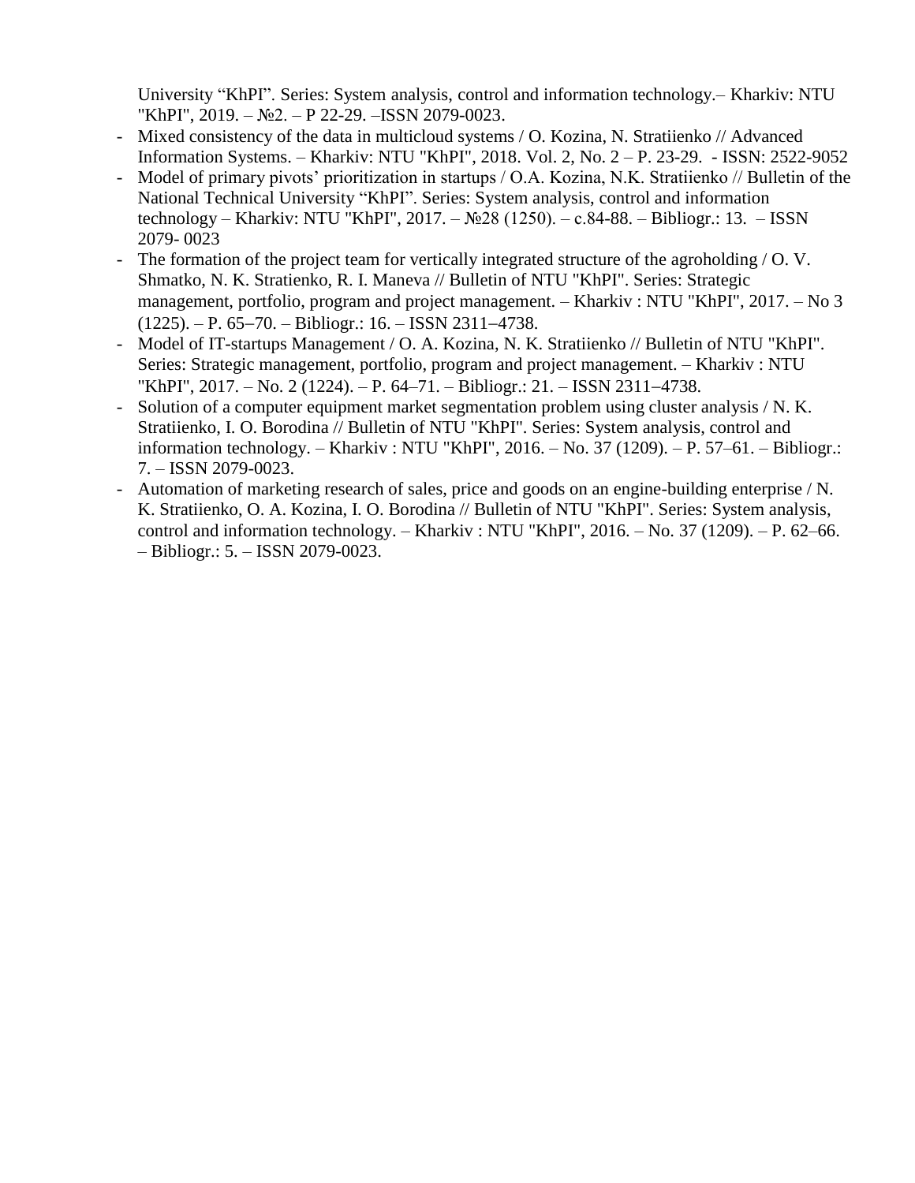University “KhPI”. Series: System analysis, control and information technology.– Kharkiv: NTU "KhPI", 2019. – №2. – P 22-29. –ISSN 2079-0023.

- Mixed consistency of the data in multicloud systems / O. Kozina, N. Stratiienko // Advanced Information Systems. – Kharkiv: NTU "KhPI", 2018. Vol. 2, No. 2 – P. 23-29. - ISSN: 2522-9052
- Model of primary pivots’ prioritization in startups / O.A. Kozina, N.K. Stratiienko // Bulletin of the National Technical University “KhPI”. Series: System analysis, control and information technology – Kharkiv: NTU "KhPI", 2017. – №28 (1250). – с.84-88. – Bibliogr.: 13. – ISSN 2079- 0023
- The formation of the project team for vertically integrated structure of the agroholding / O. V. Shmatko, N. K. Stratienko, R. I. Maneva // Bulletin of NTU "KhPI". Series: Strategic management, portfolio, program and project management. – Kharkiv : NTU "KhPI", 2017. – No 3 (1225). – P. 65–70. – Bibliogr.: 16. – ISSN 2311–4738.
- Model of IT-startups Management / O. A. Kozina, N. K. Stratiienko // Bulletin of NTU "KhPI". Series: Strategic management, portfolio, program and project management. – Kharkiv : NTU "KhPI", 2017. – No. 2 (1224). – P. 64–71. – Bibliogr.: 21. – ISSN 2311–4738.
- Solution of a computer equipment market segmentation problem using cluster analysis / N. K. Stratiienko, I. O. Borodina // Bulletin of NTU "KhPI". Series: System analysis, control and information technology. – Kharkiv : NTU "KhPI", 2016. – No. 37 (1209). – P. 57–61. – Bibliogr.: 7. – ISSN 2079-0023.
- Automation of marketing research of sales, price and goods on an engine-building enterprise / N. K. Stratiienko, O. A. Kozina, I. O. Borodina // Bulletin of NTU "KhPI". Series: System analysis, control and information technology. – Kharkiv : NTU "KhPI", 2016. – No. 37 (1209). – P. 62–66. – Bibliogr.: 5. – ISSN 2079-0023.